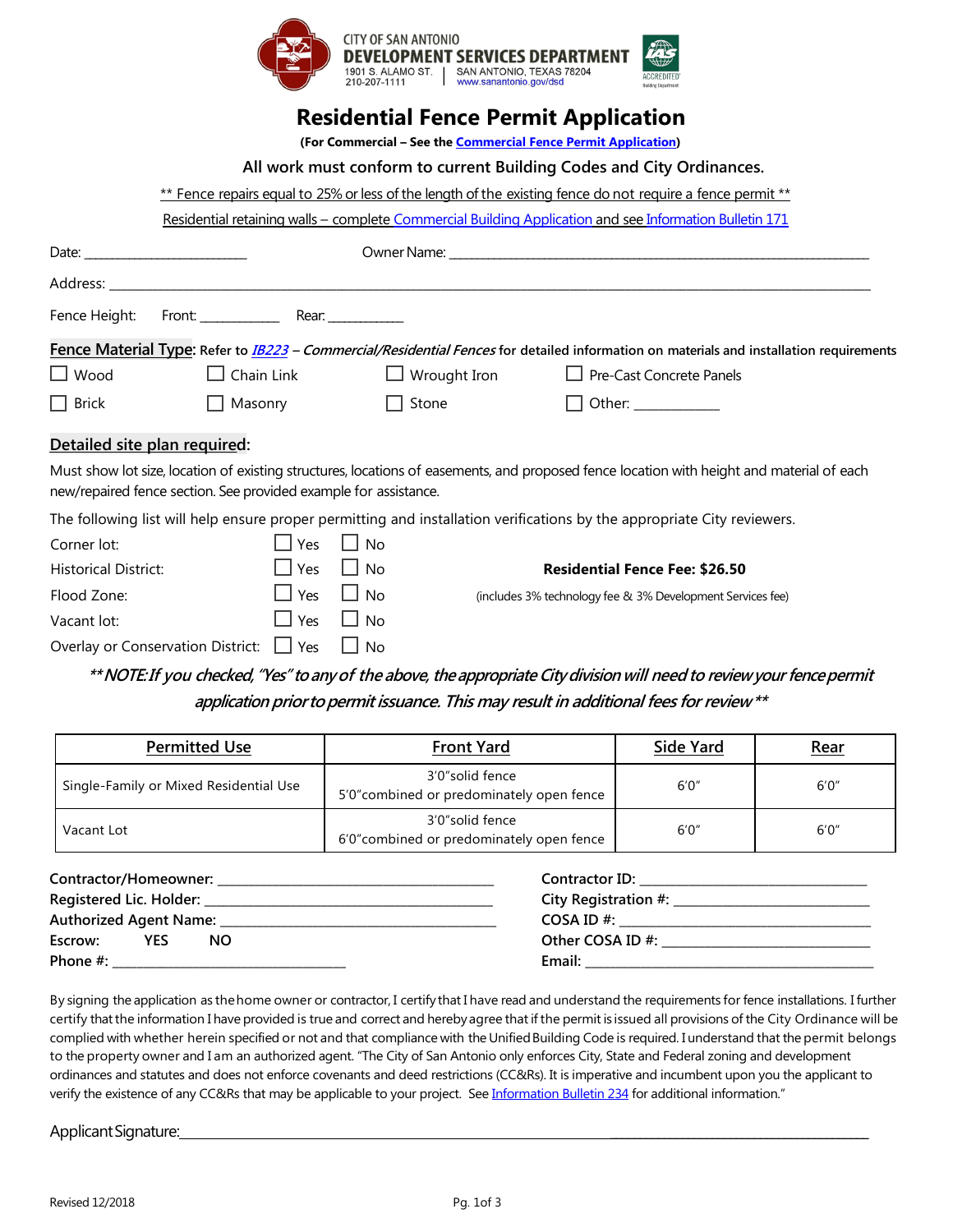CITY OF SAN ANTONIO
**DEVELOPMENT SERVICES DEPARTMENT**
1901 S. ALAMO ST. | SAN ANTONIO, TEXAS 78204
210-207-1111 | www.sanantonio.gov/dsd

# Residential Fence Permit Application

**(For Commercial – See the Commercial Fence Permit Application)**

All work must conform to current Building Codes and City Ordinances.

** Fence repairs equal to 25% or less of the length of the existing fence do not require a fence permit **

Residential retaining walls – complete Commercial Building Application and see Information Bulletin 171

Date: ____________________ Owner Name: ____________________________________________

Address: ________________________________________________________________________

Fence Height: Front: __________ Rear: __________

**Fence Material Type: Refer to *IB223 – Commercial/Residential Fences* for detailed information on materials and installation requirements**

- ☐ Wood
- ☐ Chain Link
- ☐ Wrought Iron
- ☐ Pre-Cast Concrete Panels
- ☐ Brick
- ☐ Masonry
- ☐ Stone
- ☐ Other: __________

**Detailed site plan required:**

Must show lot size, location of existing structures, locations of easements, and proposed fence location with height and material of each new/repaired fence section. See provided example for assistance.

The following list will help ensure proper permitting and installation verifications by the appropriate City reviewers.

| | | |
|---|---|---|
| Corner lot: | ☐ Yes | ☐ No |
| Historical District: | ☐ Yes | ☐ No |
| Flood Zone: | ☐ Yes | ☐ No |
| Vacant lot: | ☐ Yes | ☐ No |
| Overlay or Conservation District: | ☐ Yes | ☐ No |

**Residential Fence Fee: $26.50**
(includes 3% technology fee & 3% Development Services fee)

***\*\*NOTE: If you checked, "Yes" to any of the above, the appropriate City division will need to review your fence permit application prior to permit issuance. This may result in additional fees for review\*\****

| Permitted Use | Front Yard | Side Yard | Rear |
|---|---|---|---|
| Single-Family or Mixed Residential Use | 3'0" solid fence<br>5'0" combined or predominately open fence | 6'0" | 6'0" |
| Vacant Lot | 3'0" solid fence<br>6'0" combined or predominately open fence | 6'0" | 6'0" |

**Contractor/Homeowner:** ______________________________ **Contractor ID:** ______________________
**Registered Lic. Holder:** ______________________________ **City Registration #:** ______________________
**Authorized Agent Name:** ______________________________ **COSA ID #:** ______________________
**Escrow: YES NO** **Other COSA ID #:** ______________________
**Phone #:** ______________________ **Email:** ______________________________

By signing the application as the home owner or contractor, I certify that I have read and understand the requirements for fence installations. I further certify that the information I have provided is true and correct and hereby agree that if the permit is issued all provisions of the City Ordinance will be complied with whether herein specified or not and that compliance with the Unified Building Code is required. I understand that the permit belongs to the property owner and I am an authorized agent. "The City of San Antonio only enforces City, State and Federal zoning and development ordinances and statutes and does not enforce covenants and deed restrictions (CC&Rs). It is imperative and incumbent upon you the applicant to verify the existence of any CC&Rs that may be applicable to your project. See Information Bulletin 234 for additional information."

Applicant Signature: ____________________________________________

Revised 12/2018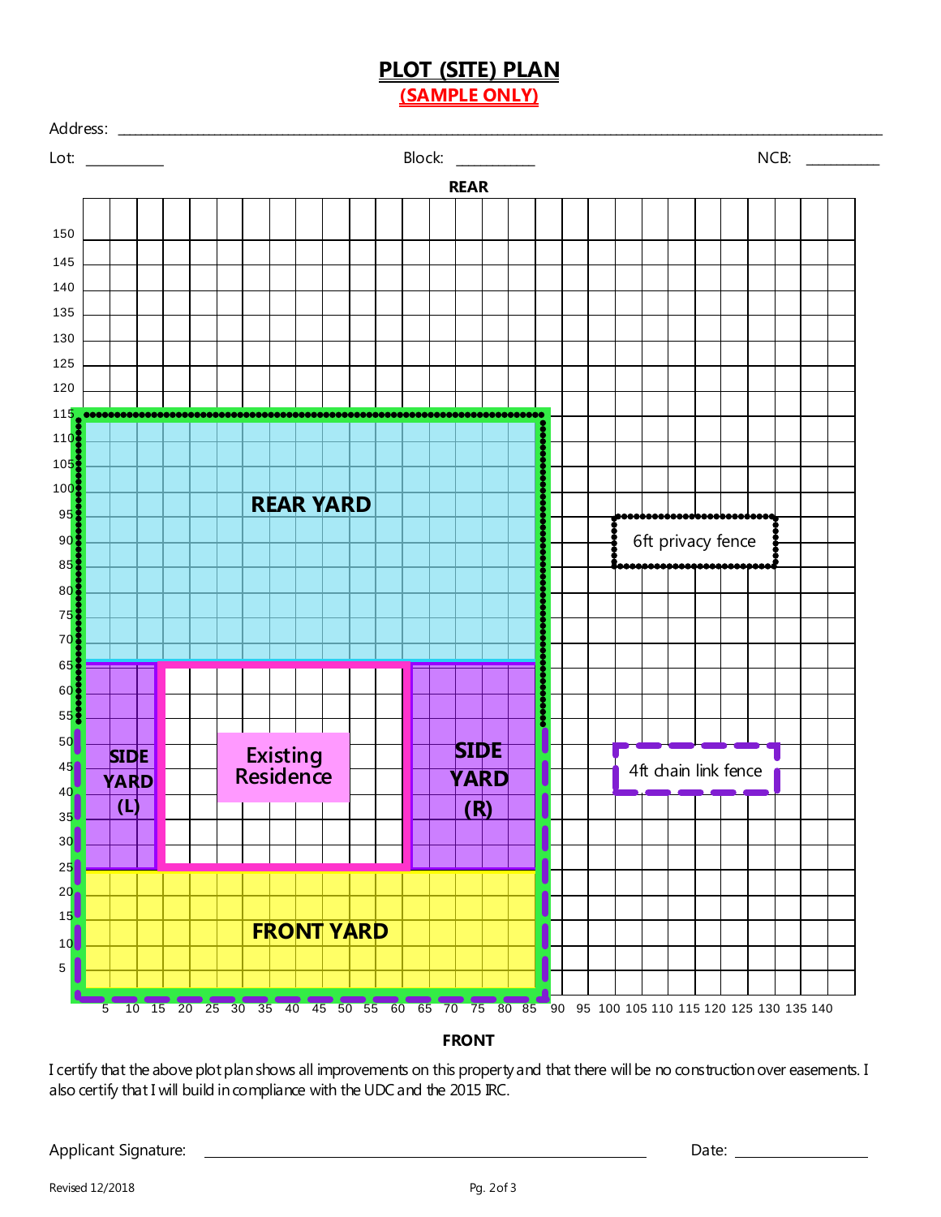# PLOT (SITE) PLAN

**(SAMPLE ONLY)**

Address: ______________________________________________

Lot: __________ Block: __________ NCB: __________

**REAR**

150
145
140
135
130
125
120
115
110
105
100
95
90
85
80
75
70
65
60
55
50
45
40
35
30
25
20
15
10
5

**REAR YARD**

**SIDE YARD (L)**

Existing Residence

**SIDE YARD (R)**

**FRONT YARD**

6ft privacy fence

4ft chain link fence

5 10 15 20 25 30 35 40 45 50 55 60 65 70 75 80 85 90 95 100 105 110 115 120 125 130 135 140

**FRONT**

I certify that the above plot plan shows all improvements on this property and that there will be no construction over easements. I also certify that I will build in compliance with the UDC and the 2015 IRC.

Applicant Signature: ______________________________ Date: ______________

Revised 12/2018